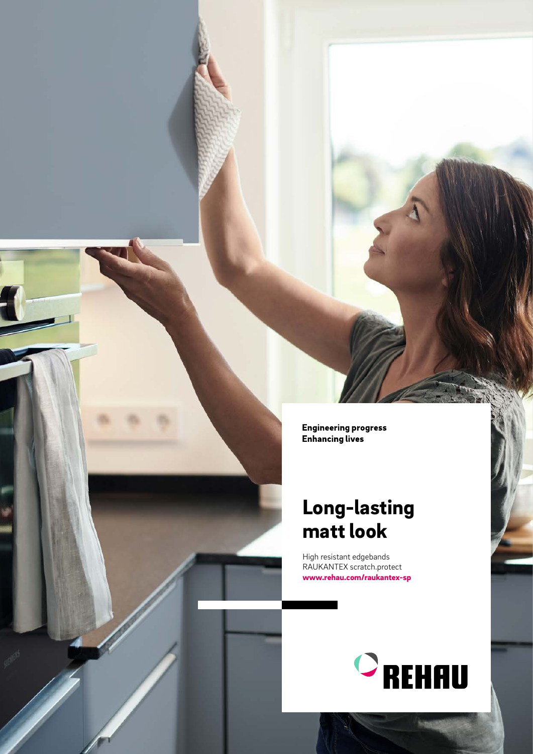**Engineering progress**
**Enhancing lives**

# Long-lasting matt look

High resistant edgebands
RAUKANTEX scratch.protect
**www.rehau.com/raukantex-sp**

REHAU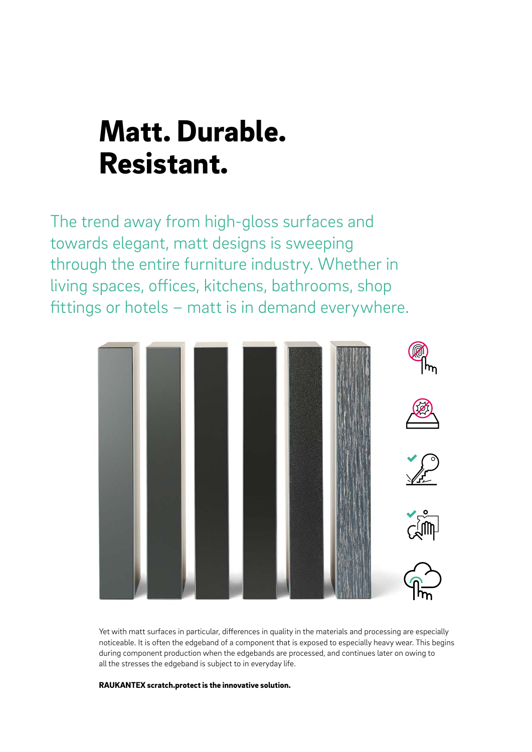# Matt. Durable. Resistant.

The trend away from high-gloss surfaces and towards elegant, matt designs is sweeping through the entire furniture industry. Whether in living spaces, offices, kitchens, bathrooms, shop fittings or hotels – matt is in demand everywhere.

Yet with matt surfaces in particular, differences in quality in the materials and processing are especially noticeable. It is often the edgeband of a component that is exposed to especially heavy wear. This begins during component production when the edgebands are processed, and continues later on owing to all the stresses the edgeband is subject to in everyday life.

**RAUKANTEX scratch.protect is the innovative solution.**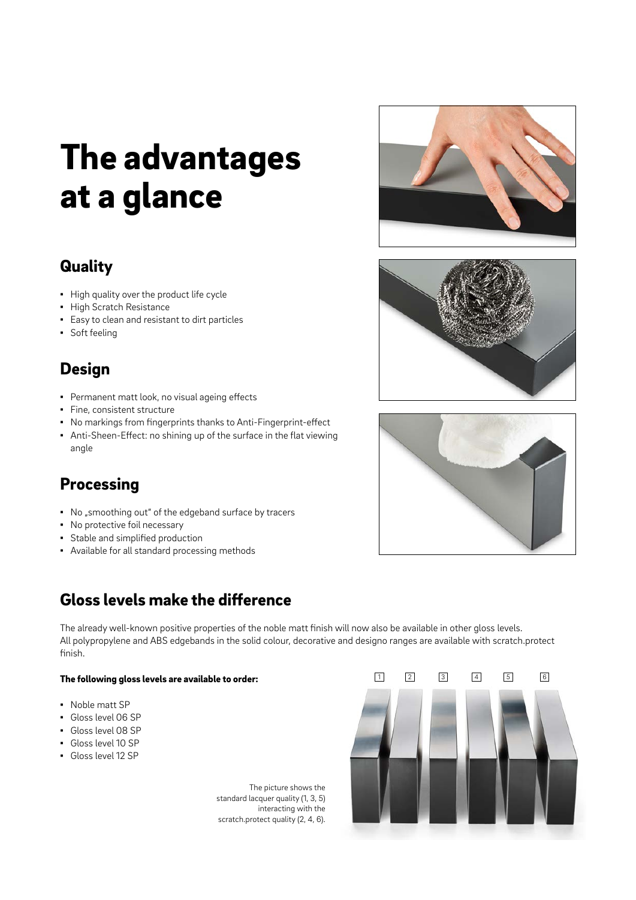# The advantages at a glance

## Quality

- High quality over the product life cycle
- High Scratch Resistance
- Easy to clean and resistant to dirt particles
- Soft feeling

## Design

- Permanent matt look, no visual ageing effects
- Fine, consistent structure
- No markings from fingerprints thanks to Anti-Fingerprint-effect
- Anti-Sheen-Effect: no shining up of the surface in the flat viewing angle

## Processing

- No „smoothing out" of the edgeband surface by tracers
- No protective foil necessary
- Stable and simplified production
- Available for all standard processing methods

## Gloss levels make the difference

The already well-known positive properties of the noble matt finish will now also be available in other gloss levels. All polypropylene and ABS edgebands in the solid colour, decorative and designo ranges are available with scratch.protect finish.

**The following gloss levels are available to order:**

- Noble matt SP
- Gloss level 06 SP
- Gloss level 08 SP
- Gloss level 10 SP
- Gloss level 12 SP

The picture shows the standard lacquer quality (1, 3, 5) interacting with the scratch.protect quality (2, 4, 6).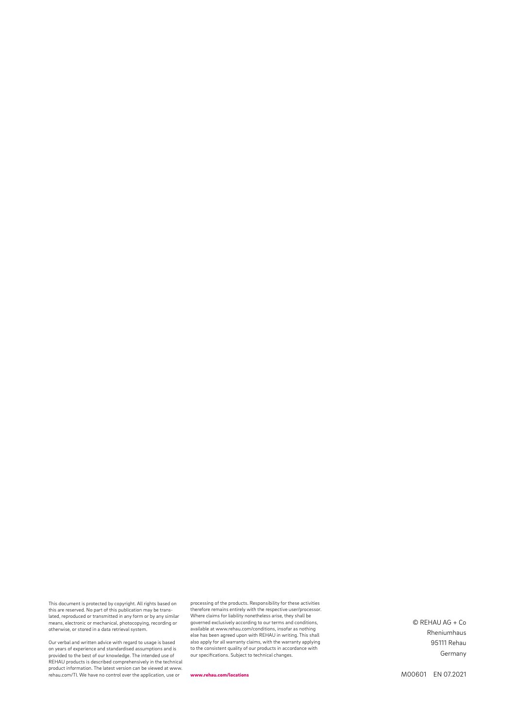This document is protected by copyright. All rights based on this are reserved. No part of this publication may be translated, reproduced or transmitted in any form or by any similar means, electronic or mechanical, photocopying, recording or otherwise, or stored in a data retrieval system.

Our verbal and written advice with regard to usage is based on years of experience and standardised assumptions and is provided to the best of our knowledge. The intended use of REHAU products is described comprehensively in the technical product information. The latest version can be viewed at www.rehau.com/TI. We have no control over the application, use or processing of the products. Responsibility for these activities therefore remains entirely with the respective user/processor. Where claims for liability nonetheless arise, they shall be governed exclusively according to our terms and conditions, available at www.rehau.com/conditions, insofar as nothing else has been agreed upon with REHAU in writing. This shall also apply for all warranty claims, with the warranty applying to the consistent quality of our products in accordance with our specifications. Subject to technical changes.

**www.rehau.com/locations**

© REHAU AG + Co
Rheniumhaus
95111 Rehau
Germany

M00601 EN 07.2021